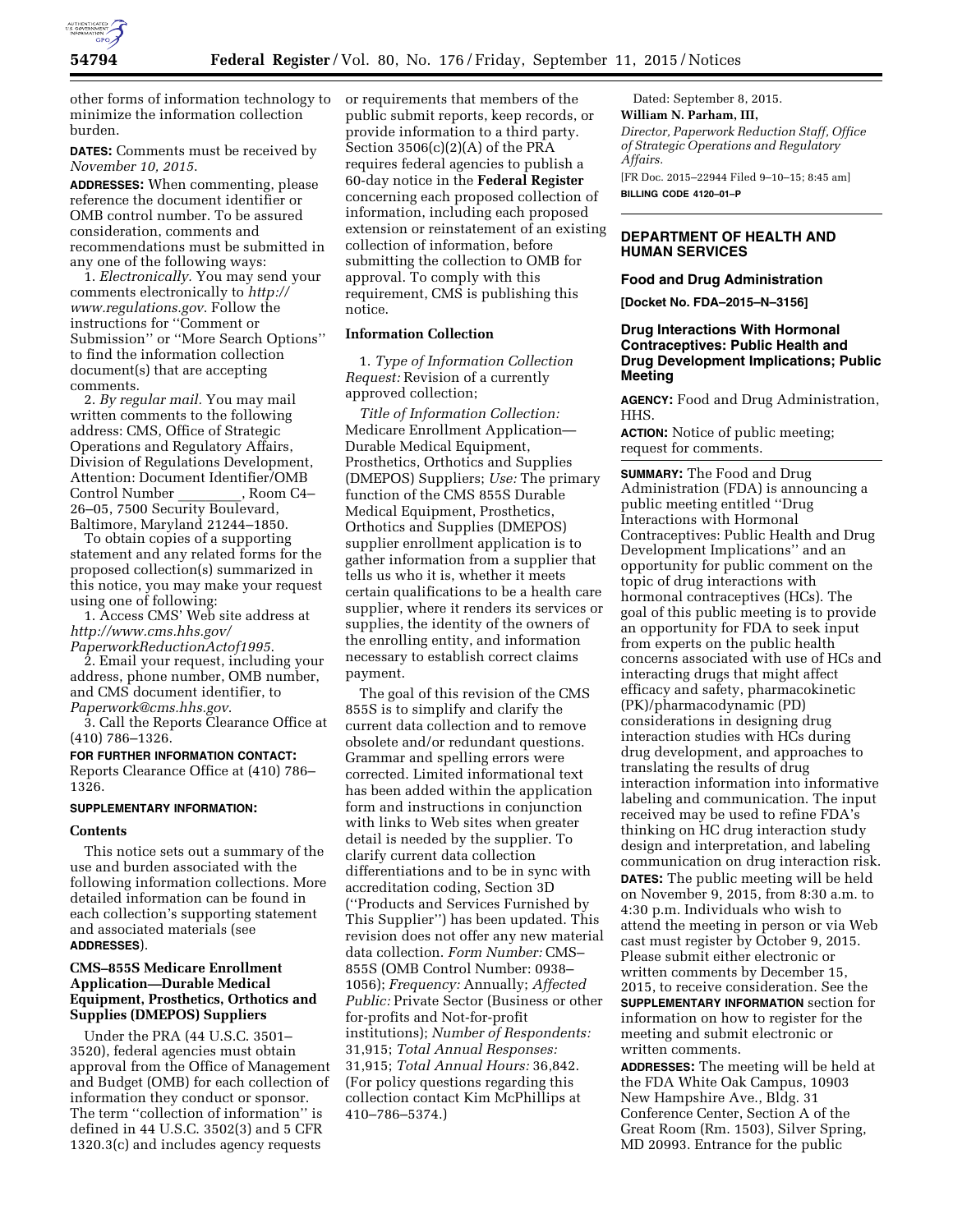other forms of information technology to minimize the information collection burden.

**DATES:** Comments must be received by *November 10, 2015*.

**ADDRESSES:** When commenting, please reference the document identifier or OMB control number. To be assured consideration, comments and recommendations must be submitted in any one of the following ways:

1. *Electronically.* You may send your comments electronically to *http://www.regulations.gov*. Follow the instructions for ''Comment or Submission'' or ''More Search Options'' to find the information collection document(s) that are accepting comments.

2. *By regular mail.* You may mail written comments to the following address: CMS, Office of Strategic Operations and Regulatory Affairs, Division of Regulations Development, Attention: Document Identifier/OMB Control Number \_\_\_\_\_\_\_\_, Room C4–26–05, 7500 Security Boulevard, Baltimore, Maryland 21244–1850.

To obtain copies of a supporting statement and any related forms for the proposed collection(s) summarized in this notice, you may make your request using one of following:

1. Access CMS' Web site address at *http://www.cms.hhs.gov/PaperworkReductionActof1995*.

2. Email your request, including your address, phone number, OMB number, and CMS document identifier, to *Paperwork@cms.hhs.gov*.

3. Call the Reports Clearance Office at (410) 786–1326.

**FOR FURTHER INFORMATION CONTACT:** Reports Clearance Office at (410) 786–1326.

**SUPPLEMENTARY INFORMATION:**

### Contents

This notice sets out a summary of the use and burden associated with the following information collections. More detailed information can be found in each collection's supporting statement and associated materials (see **ADDRESSES**).

### CMS–855S Medicare Enrollment Application—Durable Medical Equipment, Prosthetics, Orthotics and Supplies (DMEPOS) Suppliers

Under the PRA (44 U.S.C. 3501–3520), federal agencies must obtain approval from the Office of Management and Budget (OMB) for each collection of information they conduct or sponsor. The term ''collection of information'' is defined in 44 U.S.C. 3502(3) and 5 CFR 1320.3(c) and includes agency requests or requirements that members of the public submit reports, keep records, or provide information to a third party. Section 3506(c)(2)(A) of the PRA requires federal agencies to publish a 60-day notice in the **Federal Register** concerning each proposed collection of information, including each proposed extension or reinstatement of an existing collection of information, before submitting the collection to OMB for approval. To comply with this requirement, CMS is publishing this notice.

### Information Collection

1. *Type of Information Collection Request:* Revision of a currently approved collection;

*Title of Information Collection:* Medicare Enrollment Application—Durable Medical Equipment, Prosthetics, Orthotics and Supplies (DMEPOS) Suppliers; *Use:* The primary function of the CMS 855S Durable Medical Equipment, Prosthetics, Orthotics and Supplies (DMEPOS) supplier enrollment application is to gather information from a supplier that tells us who it is, whether it meets certain qualifications to be a health care supplier, where it renders its services or supplies, the identity of the owners of the enrolling entity, and information necessary to establish correct claims payment.

The goal of this revision of the CMS 855S is to simplify and clarify the current data collection and to remove obsolete and/or redundant questions. Grammar and spelling errors were corrected. Limited informational text has been added within the application form and instructions in conjunction with links to Web sites when greater detail is needed by the supplier. To clarify current data collection differentiations and to be in sync with accreditation coding, Section 3D (''Products and Services Furnished by This Supplier'') has been updated. This revision does not offer any new material data collection. *Form Number:* CMS–855S (OMB Control Number: 0938–1056); *Frequency:* Annually; *Affected Public:* Private Sector (Business or other for-profits and Not-for-profit institutions); *Number of Respondents:* 31,915; *Total Annual Responses:* 31,915; *Total Annual Hours:* 36,842. (For policy questions regarding this collection contact Kim McPhillips at 410–786–5374.)

Dated: September 8, 2015.

**William N. Parham, III,**

*Director, Paperwork Reduction Staff, Office of Strategic Operations and Regulatory Affairs.*

[FR Doc. 2015–22944 Filed 9–10–15; 8:45 am]

**BILLING CODE 4120–01–P**

## DEPARTMENT OF HEALTH AND HUMAN SERVICES

### Food and Drug Administration

**[Docket No. FDA–2015–N–3156]**

### Drug Interactions With Hormonal Contraceptives: Public Health and Drug Development Implications; Public Meeting

**AGENCY:** Food and Drug Administration, HHS.

**ACTION:** Notice of public meeting; request for comments.

**SUMMARY:** The Food and Drug Administration (FDA) is announcing a public meeting entitled ''Drug Interactions with Hormonal Contraceptives: Public Health and Drug Development Implications'' and an opportunity for public comment on the topic of drug interactions with hormonal contraceptives (HCs). The goal of this public meeting is to provide an opportunity for FDA to seek input from experts on the public health concerns associated with use of HCs and interacting drugs that might affect efficacy and safety, pharmacokinetic (PK)/pharmacodynamic (PD) considerations in designing drug interaction studies with HCs during drug development, and approaches to translating the results of drug interaction information into informative labeling and communication. The input received may be used to refine FDA's thinking on HC drug interaction study design and interpretation, and labeling communication on drug interaction risk.

**DATES:** The public meeting will be held on November 9, 2015, from 8:30 a.m. to 4:30 p.m. Individuals who wish to attend the meeting in person or via Web cast must register by October 9, 2015. Please submit either electronic or written comments by December 15, 2015, to receive consideration. See the **SUPPLEMENTARY INFORMATION** section for information on how to register for the meeting and submit electronic or written comments.

**ADDRESSES:** The meeting will be held at the FDA White Oak Campus, 10903 New Hampshire Ave., Bldg. 31 Conference Center, Section A of the Great Room (Rm. 1503), Silver Spring, MD 20993. Entrance for the public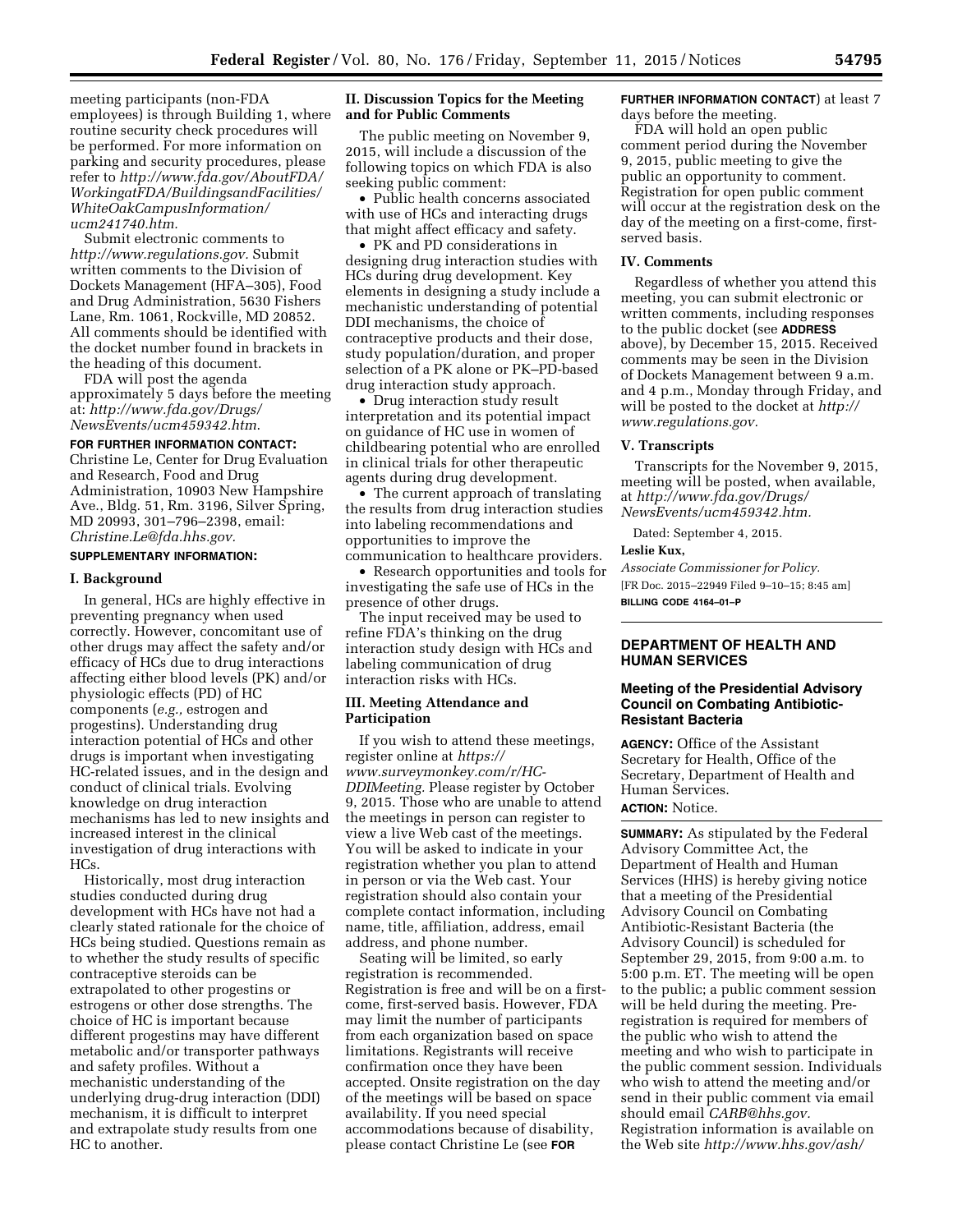meeting participants (non-FDA employees) is through Building 1, where routine security check procedures will be performed. For more information on parking and security procedures, please refer to *http://www.fda.gov/AboutFDA/WorkingatFDA/BuildingsandFacilities/WhiteOakCampusInformation/ucm241740.htm.*

Submit electronic comments to *http://www.regulations.gov.* Submit written comments to the Division of Dockets Management (HFA–305), Food and Drug Administration, 5630 Fishers Lane, Rm. 1061, Rockville, MD 20852. All comments should be identified with the docket number found in brackets in the heading of this document.

FDA will post the agenda approximately 5 days before the meeting at: *http://www.fda.gov/Drugs/NewsEvents/ucm459342.htm.*

**FOR FURTHER INFORMATION CONTACT:** Christine Le, Center for Drug Evaluation and Research, Food and Drug Administration, 10903 New Hampshire Ave., Bldg. 51, Rm. 3196, Silver Spring, MD 20993, 301–796–2398, email: *Christine.Le@fda.hhs.gov.*

**SUPPLEMENTARY INFORMATION:**

## I. Background

In general, HCs are highly effective in preventing pregnancy when used correctly. However, concomitant use of other drugs may affect the safety and/or efficacy of HCs due to drug interactions affecting either blood levels (PK) and/or physiologic effects (PD) of HC components (*e.g.,* estrogen and progestins). Understanding drug interaction potential of HCs and other drugs is important when investigating HC-related issues, and in the design and conduct of clinical trials. Evolving knowledge on drug interaction mechanisms has led to new insights and increased interest in the clinical investigation of drug interactions with HCs.

Historically, most drug interaction studies conducted during drug development with HCs have not had a clearly stated rationale for the choice of HCs being studied. Questions remain as to whether the study results of specific contraceptive steroids can be extrapolated to other progestins or estrogens or other dose strengths. The choice of HC is important because different progestins may have different metabolic and/or transporter pathways and safety profiles. Without a mechanistic understanding of the underlying drug-drug interaction (DDI) mechanism, it is difficult to interpret and extrapolate study results from one HC to another.

## II. Discussion Topics for the Meeting and for Public Comments

The public meeting on November 9, 2015, will include a discussion of the following topics on which FDA is also seeking public comment:

- Public health concerns associated with use of HCs and interacting drugs that might affect efficacy and safety.
- PK and PD considerations in designing drug interaction studies with HCs during drug development. Key elements in designing a study include a mechanistic understanding of potential DDI mechanisms, the choice of contraceptive products and their dose, study population/duration, and proper selection of a PK alone or PK–PD-based drug interaction study approach.
- Drug interaction study result interpretation and its potential impact on guidance of HC use in women of childbearing potential who are enrolled in clinical trials for other therapeutic agents during drug development.
- The current approach of translating the results from drug interaction studies into labeling recommendations and opportunities to improve the communication to healthcare providers.
- Research opportunities and tools for investigating the safe use of HCs in the presence of other drugs.

The input received may be used to refine FDA's thinking on the drug interaction study design with HCs and labeling communication of drug interaction risks with HCs.

## III. Meeting Attendance and Participation

If you wish to attend these meetings, register online at *https://www.surveymonkey.com/r/HC-DDIMeeting.* Please register by October 9, 2015. Those who are unable to attend the meetings in person can register to view a live Web cast of the meetings. You will be asked to indicate in your registration whether you plan to attend in person or via the Web cast. Your registration should also contain your complete contact information, including name, title, affiliation, address, email address, and phone number.

Seating will be limited, so early registration is recommended. Registration is free and will be on a first-come, first-served basis. However, FDA may limit the number of participants from each organization based on space limitations. Registrants will receive confirmation once they have been accepted. Onsite registration on the day of the meetings will be based on space availability. If you need special accommodations because of disability, please contact Christine Le (see **FOR FURTHER INFORMATION CONTACT**) at least 7 days before the meeting.

FDA will hold an open public comment period during the November 9, 2015, public meeting to give the public an opportunity to comment. Registration for open public comment will occur at the registration desk on the day of the meeting on a first-come, first-served basis.

## IV. Comments

Regardless of whether you attend this meeting, you can submit electronic or written comments, including responses to the public docket (see **ADDRESS** above), by December 15, 2015. Received comments may be seen in the Division of Dockets Management between 9 a.m. and 4 p.m., Monday through Friday, and will be posted to the docket at *http://www.regulations.gov.*

## V. Transcripts

Transcripts for the November 9, 2015, meeting will be posted, when available, at *http://www.fda.gov/Drugs/NewsEvents/ucm459342.htm.*

Dated: September 4, 2015.

**Leslie Kux,**

*Associate Commissioner for Policy.*

[FR Doc. 2015–22949 Filed 9–10–15; 8:45 am]

**BILLING CODE 4164–01–P**

---

# DEPARTMENT OF HEALTH AND HUMAN SERVICES

## Meeting of the Presidential Advisory Council on Combating Antibiotic-Resistant Bacteria

**AGENCY:** Office of the Assistant Secretary for Health, Office of the Secretary, Department of Health and Human Services.

**ACTION:** Notice.

**SUMMARY:** As stipulated by the Federal Advisory Committee Act, the Department of Health and Human Services (HHS) is hereby giving notice that a meeting of the Presidential Advisory Council on Combating Antibiotic-Resistant Bacteria (the Advisory Council) is scheduled for September 29, 2015, from 9:00 a.m. to 5:00 p.m. ET. The meeting will be open to the public; a public comment session will be held during the meeting. Pre-registration is required for members of the public who wish to attend the meeting and who wish to participate in the public comment session. Individuals who wish to attend the meeting and/or send in their public comment via email should email *CARB@hhs.gov.* Registration information is available on the Web site *http://www.hhs.gov/ash/*